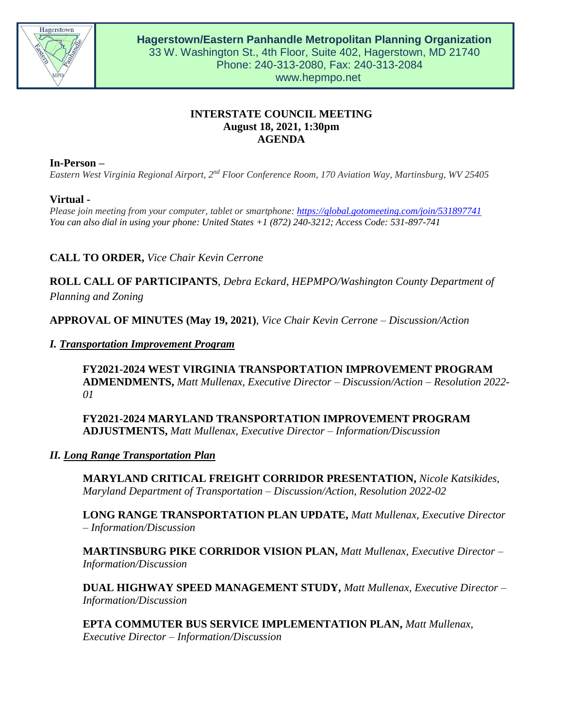**Hagerstown/Eastern Panhandle Metropolitan Planning Organization**
33 W. Washington St., 4th Floor, Suite 402, Hagerstown, MD 21740
Phone: 240-313-2080, Fax: 240-313-2084
www.hepmpo.net

**INTERSTATE COUNCIL MEETING**
**August 18, 2021, 1:30pm**
**AGENDA**

**In-Person –**
*Eastern West Virginia Regional Airport, 2nd Floor Conference Room, 170 Aviation Way, Martinsburg, WV 25405*

**Virtual -**
*Please join meeting from your computer, tablet or smartphone: https://global.gotomeeting.com/join/531897741*
*You can also dial in using your phone: United States +1 (872) 240-3212; Access Code: 531-897-741*

**CALL TO ORDER,** *Vice Chair Kevin Cerrone*

**ROLL CALL OF PARTICIPANTS**, *Debra Eckard, HEPMPO/Washington County Department of Planning and Zoning*

**APPROVAL OF MINUTES (May 19, 2021)**, *Vice Chair Kevin Cerrone – Discussion/Action*

***I. Transportation Improvement Program***

**FY2021-2024 WEST VIRGINIA TRANSPORTATION IMPROVEMENT PROGRAM ADMENDMENTS,** *Matt Mullenax, Executive Director – Discussion/Action – Resolution 2022-01*

**FY2021-2024 MARYLAND TRANSPORTATION IMPROVEMENT PROGRAM ADJUSTMENTS,** *Matt Mullenax, Executive Director – Information/Discussion*

***II. Long Range Transportation Plan***

**MARYLAND CRITICAL FREIGHT CORRIDOR PRESENTATION,** *Nicole Katsikides, Maryland Department of Transportation – Discussion/Action, Resolution 2022-02*

**LONG RANGE TRANSPORTATION PLAN UPDATE,** *Matt Mullenax, Executive Director – Information/Discussion*

**MARTINSBURG PIKE CORRIDOR VISION PLAN,** *Matt Mullenax, Executive Director – Information/Discussion*

**DUAL HIGHWAY SPEED MANAGEMENT STUDY,** *Matt Mullenax, Executive Director – Information/Discussion*

**EPTA COMMUTER BUS SERVICE IMPLEMENTATION PLAN,** *Matt Mullenax, Executive Director – Information/Discussion*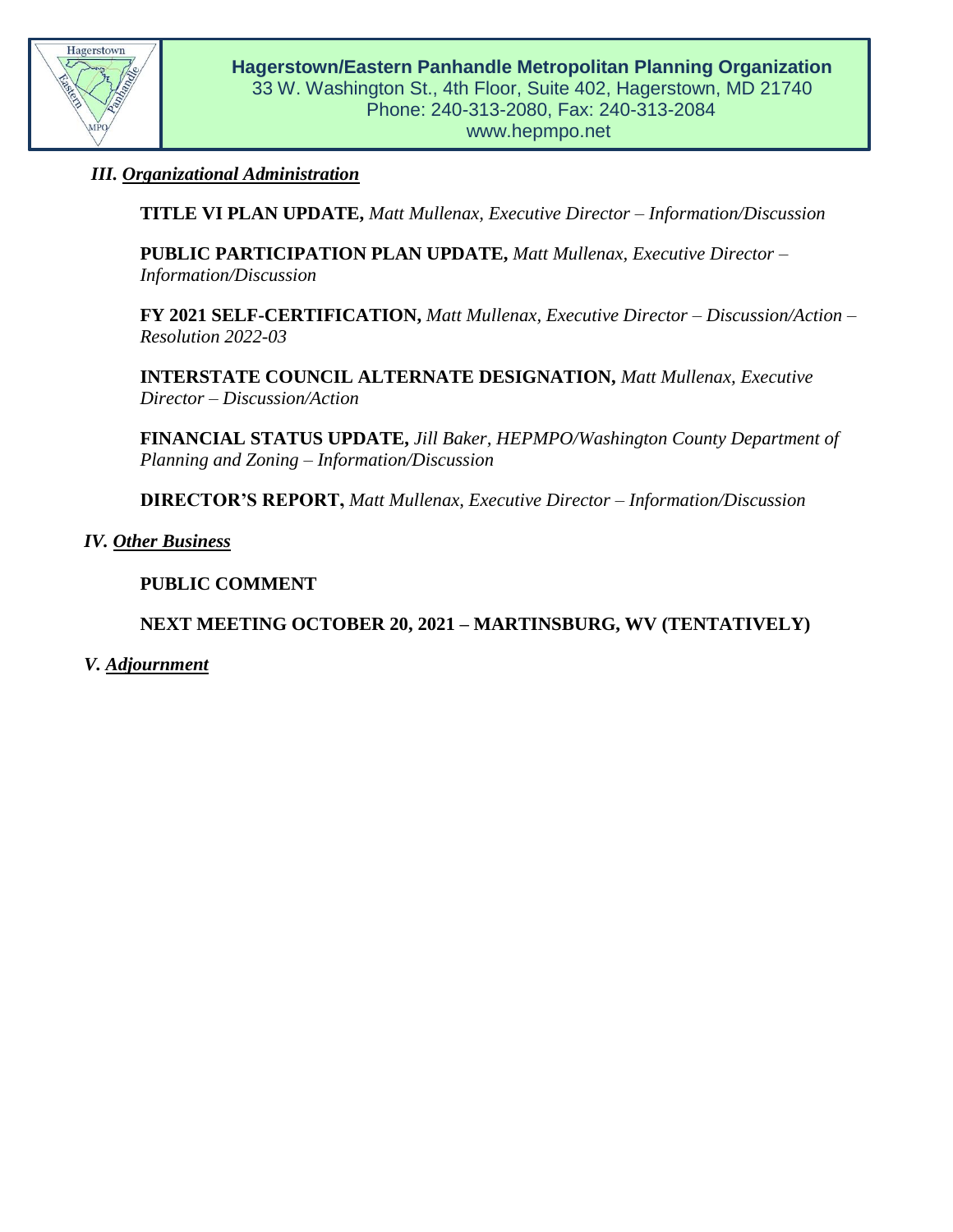**Hagerstown/Eastern Panhandle Metropolitan Planning Organization**
33 W. Washington St., 4th Floor, Suite 402, Hagerstown, MD 21740
Phone: 240-313-2080, Fax: 240-313-2084
www.hepmpo.net

### *III. Organizational Administration*

**TITLE VI PLAN UPDATE,** *Matt Mullenax, Executive Director – Information/Discussion*

**PUBLIC PARTICIPATION PLAN UPDATE,** *Matt Mullenax, Executive Director – Information/Discussion*

**FY 2021 SELF-CERTIFICATION,** *Matt Mullenax, Executive Director – Discussion/Action – Resolution 2022-03*

**INTERSTATE COUNCIL ALTERNATE DESIGNATION,** *Matt Mullenax, Executive Director – Discussion/Action*

**FINANCIAL STATUS UPDATE,** *Jill Baker, HEPMPO/Washington County Department of Planning and Zoning – Information/Discussion*

**DIRECTOR'S REPORT,** *Matt Mullenax, Executive Director – Information/Discussion*

### *IV. Other Business*

**PUBLIC COMMENT**

**NEXT MEETING OCTOBER 20, 2021 – MARTINSBURG, WV (TENTATIVELY)**

### *V. Adjournment*